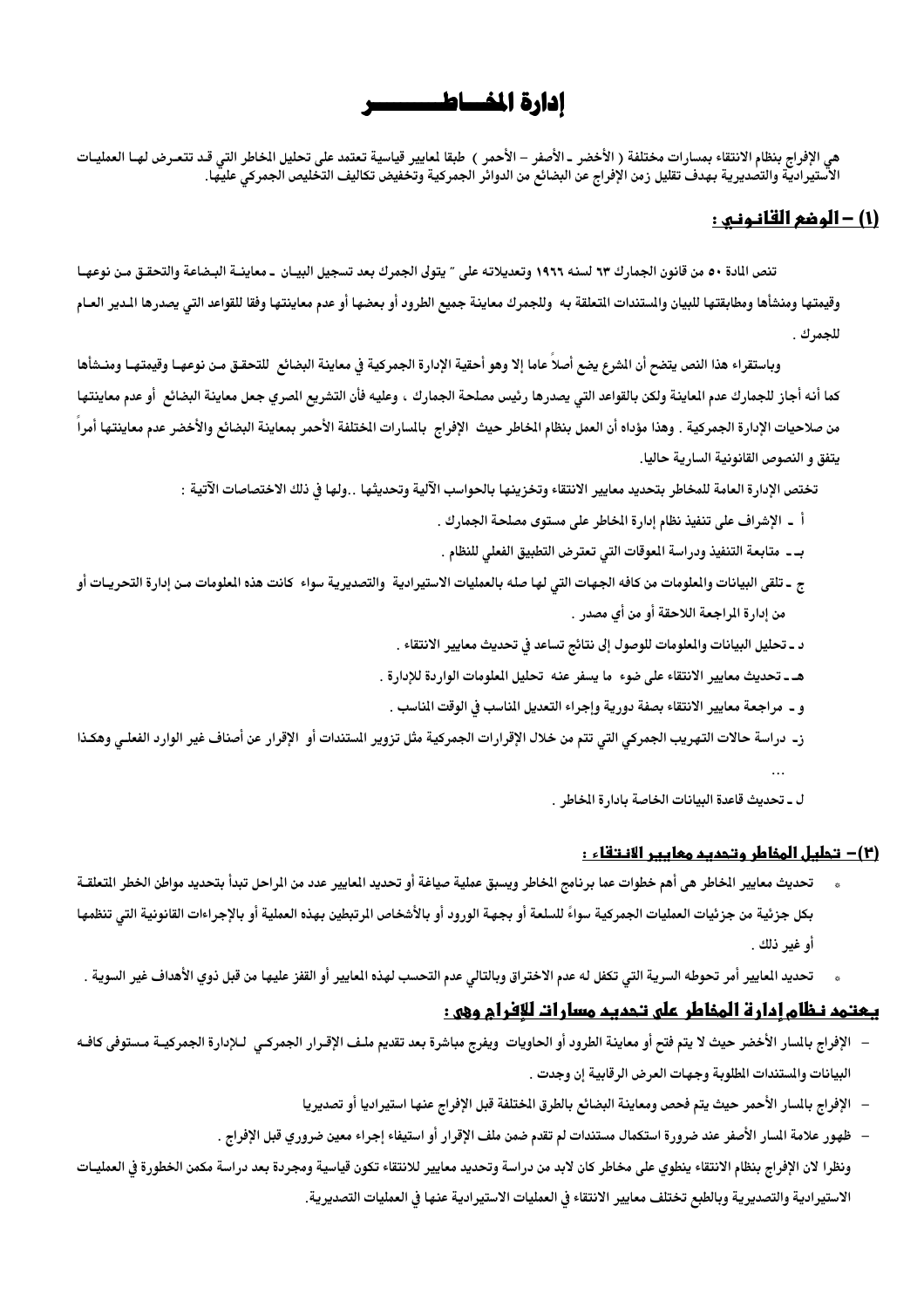# إدارة المخـــاطــــــــــر

هي الإفراج بنظام الانتقاء بمسارات مختلفة ( الأخضر ـ الأصفر – الأحمر ) طبقا لمعايير قياسية تعتمد على تحليل المخاطر التي قد تتعرض لها العمليات الاستيرادية والتصديرية بهدف تقليل زمن الإفراج عن البضائع من الدوائر الجمركية وتخفيض تكاليف التخليص الجمركي عليها.

## (١) – الوضع القانوني :

تنص المادة ٥٠ من قانون الجمارك ٦٣ لسنه ١٩٦٦ وتعديلاته على " يتولى الجمرك بعد تسجيل البيان ـ معاينة البضاعة والتحقق من نوعها وقيمتها ومنشأها ومطابقتها للبيان والمستندات المتعلقة به وللجمرك معاينة جميع الطرود أو بعضها أو عدم معاينتها وفقا للقواعد التي يصدرها المدير العام للجمرك .

وباستقراء هذا النص يتضح أن المشرع يضع أصلاً عاما إلا وهو أحقية الإدارة الجمركية في معاينة البضائع للتحقق من نوعها وقيمتها ومنشأها كما أنه أجاز للجمارك عدم المعاينة ولكن بالقواعد التي يصدرها رئيس مصلحة الجمارك ، وعليه فأن التشريع المصري جعل معاينة البضائع أو عدم معاينتها من صلاحيات الإدارة الجمركية . وهذا مؤداه أن العمل بنظام المخاطر حيث الإفراج بالمسارات المختلفة الأحمر بمعاينة البضائع والأخضر عدم معاينتها أمراً يتفق و النصوص القانونية السارية حاليا.

تختص الإدارة العامة للمخاطر بتحديد معايير الانتقاء وتخزينها بالحواسب الآلية وتحديثها ..ولها في ذلك الاختصاصات الآتية :

أ - الإشراف على تنفيذ نظام إدارة المخاطر على مستوى مصلحة الجمارك .

بـ ـ متابعة التنفيذ ودراسة المعوقات التي تعترض التطبيق الفعلي للنظام .

ج ـ تلقى البيانات والمعلومات من كافه الجهات التي لها صله بالعمليات الاستيرادية والتصديرية سواء كانت هذه المعلومات من إدارة التحريات أو من إدارة المراجعة اللاحقة أو من أي مصدر .

د ـ تحليل البيانات والمعلومات للوصول إلى نتائج تساعد في تحديث معايير الانتقاء .

هـ ـ تحديث معايير الانتقاء على ضوء ما يسفر عنه تحليل المعلومات الواردة للإدارة .

و - مراجعة معايير الانتقاء بصفة دورية وإجراء التعديل المناسب في الوقت المناسب .

ز- دراسة حالات التهريب الجمركي التي تتم من خلال الإقرارات الجمركية مثل تزوير المستندات أو الإقرار عن أصناف غير الوارد الفعلي وهكذا …

ل ـ تحديث قاعدة البيانات الخاصة بادارة المخاطر .

## (٢)– تحليل المخاطر وتحديد معايير الانتقاء :

- تحديث معايير المخاطر هى أهم خطوات عما برنامج المخاطر ويسبق عملية صياغة أو تحديد المعايير عدد من المراحل تبدأ بتحديد مواطن الخطر المتعلقة بكل جزئية من جزئيات العمليات الجمركية سواءً للسلعة أو بجهة الورود أو بالأشخاص المرتبطين بهذه العملية أو بالإجراءات القانونية التي تنظمها أو غير ذلك .
- تحديد المعايير أمر تحوطه السرية التي تكفل له عدم الاختراق وبالتالي عدم التحسب لهذه المعايير أو القفز عليها من قبل ذوي الأهداف غير السوية .

## يعتمد نظام إدارة المخاطر على تحديد مسارات للإفراج وهى :

- الإفراج بالمسار الأخضر حيث لا يتم فتح أو معاينة الطرود أو الحاويات ويفرج مباشرة بعد تقديم ملف الإقرار الجمركي للإدارة الجمركية مستوفى كافه البيانات والمستندات المطلوبة وجهات العرض الرقابية إن وجدت .
- الإفراج بالمسار الأحمر حيث يتم فحص ومعاينة البضائع بالطرق المختلفة قبل الإفراج عنها استيراديا أو تصديريا
- ظهور علامة المسار الأصفر عند ضرورة استكمال مستندات لم تقدم ضمن ملف الإقرار أو استيفاء إجراء معين ضروري قبل الإفراج .

ونظرا لان الإفراج بنظام الانتقاء ينطوي على مخاطر كان لابد من دراسة وتحديد معايير للانتقاء تكون قياسية ومجردة بعد دراسة مكمن الخطورة في العمليات الاستيرادية والتصديرية وبالطبع تختلف معايير الانتقاء في العمليات الاستيرادية عنها في العمليات التصديرية.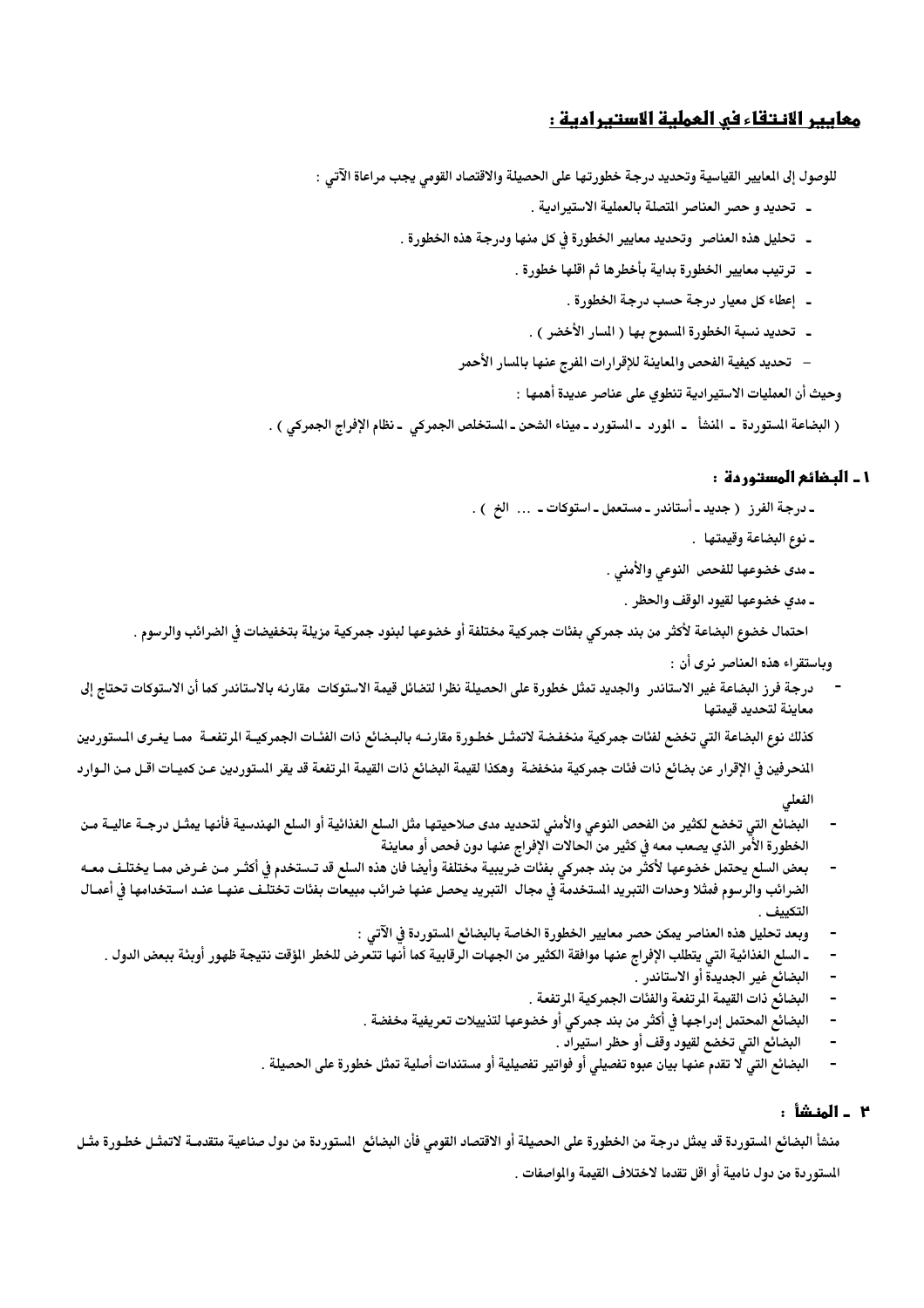## معايير الانتقاء في العملية الاستيرادية :

للوصول إلى المعايير القياسية وتحديد درجة خطورتها على الحصيلة والاقتصاد القومي يجب مراعاة الآتي :

- تحديد و حصر العناصر المتصلة بالعملية الاستيرادية .
- تحليل هذه العناصر وتحديد معايير الخطورة في كل منها ودرجة هذه الخطورة .
- ترتيب معايير الخطورة بداية بأخطرها ثم اقلها خطورة .
- إعطاء كل معيار درجة حسب درجة الخطورة .
- تحديد نسبة الخطورة المسموح بها ( المسار الأخضر ) .
- تحديد كيفية الفحص والمعاينة للإقرارات المفرج عنها بالمسار الأحمر

وحيث أن العمليات الاستيرادية تنطوي على عناصر عديدة أهمها :

( البضاعة المستوردة - المنشأ - المورد - المستورد - ميناء الشحن - المستخلص الجمركي - نظام الإفراج الجمركي ) .

### ١ - البضائع المستوردة :

- درجة الفرز ( جديد - أستاندر - مستعمل - استوكات - ... الخ ) .
- نوع البضاعة وقيمتها .
- مدى خضوعها للفحص النوعي والأمني .
- مدي خضوعها لقيود الوقف والحظر .

احتمال خضوع البضاعة لأكثر من بند جمركي بفئات جمركية مختلفة أو خضوعها لبنود جمركية مزيلة بتخفيضات في الضرائب والرسوم .

وباستقراء هذه العناصر نرى أن :

- درجة فرز البضاعة غير الاستاندر والجديد تمثل خطورة على الحصيلة نظرا لتضائل قيمة الاستوكات مقارنه بالاستاندر كما أن الاستوكات تحتاج إلى معاينة لتحديد قيمتها

كذلك نوع البضاعة التي تخضع لفئات جمركية منخفضة لاتمثل خطورة مقارنه بالبضائع ذات الفئات الجمركية المرتفعة مما يغرى المستوردين المنحرفين في الإقرار عن بضائع ذات فئات جمركية منخفضة وهكذا لقيمة البضائع ذات القيمة المرتفعة قد يقر المستوردين عن كميات اقل من الوارد الفعلي

- البضائع التي تخضع لكثير من الفحص النوعي والأمني لتحديد مدى صلاحيتها مثل السلع الغذائية أو السلع الهندسية فأنها يمثل درجة عالية من الخطورة الأمر الذي يصعب معه في كثير من الحالات الإفراج عنها دون فحص أو معاينة
- بعض السلع يحتمل خضوعها لأكثر من بند جمركي بفئات ضريبية مختلفة وأيضا فان هذه السلع قد تستخدم في أكثر من غرض مما يختلف معه الضرائب والرسوم فمثلا وحدات التبريد المستخدمة في مجال التبريد يحصل عنها ضرائب مبيعات بفئات تختلف عنها عند استخدامها في أعمال التكييف .
- وبعد تحليل هذه العناصر يمكن حصر معايير الخطورة الخاصة بالبضائع المستوردة في الآتي :
- - السلع الغذائية التي يتطلب الإفراج عنها موافقة الكثير من الجهات الرقابية كما أنها تتعرض للخطر المؤقت نتيجة ظهور أوبئة ببعض الدول .
- البضائع غير الجديدة أو الاستاندر .
- البضائع ذات القيمة المرتفعة والفئات الجمركية المرتفعة .
- البضائع المحتمل إدراجها في أكثر من بند جمركي أو خضوعها لتذييلات تعريفية مخفضة .
- البضائع التي تخضع لقيود وقف أو حظر استيراد .
- البضائع التي لا تقدم عنها بيان عبوه تفصيلي أو فواتير تفصيلية أو مستندات أصلية تمثل خطورة على الحصيلة .

### ٣ - المنشأ :

منشأ البضائع المستوردة قد يمثل درجة من الخطورة على الحصيلة أو الاقتصاد القومي فأن البضائع المستوردة من دول صناعية متقدمة لاتمثل خطورة مثل المستوردة من دول نامية أو اقل تقدما لاختلاف القيمة والمواصفات .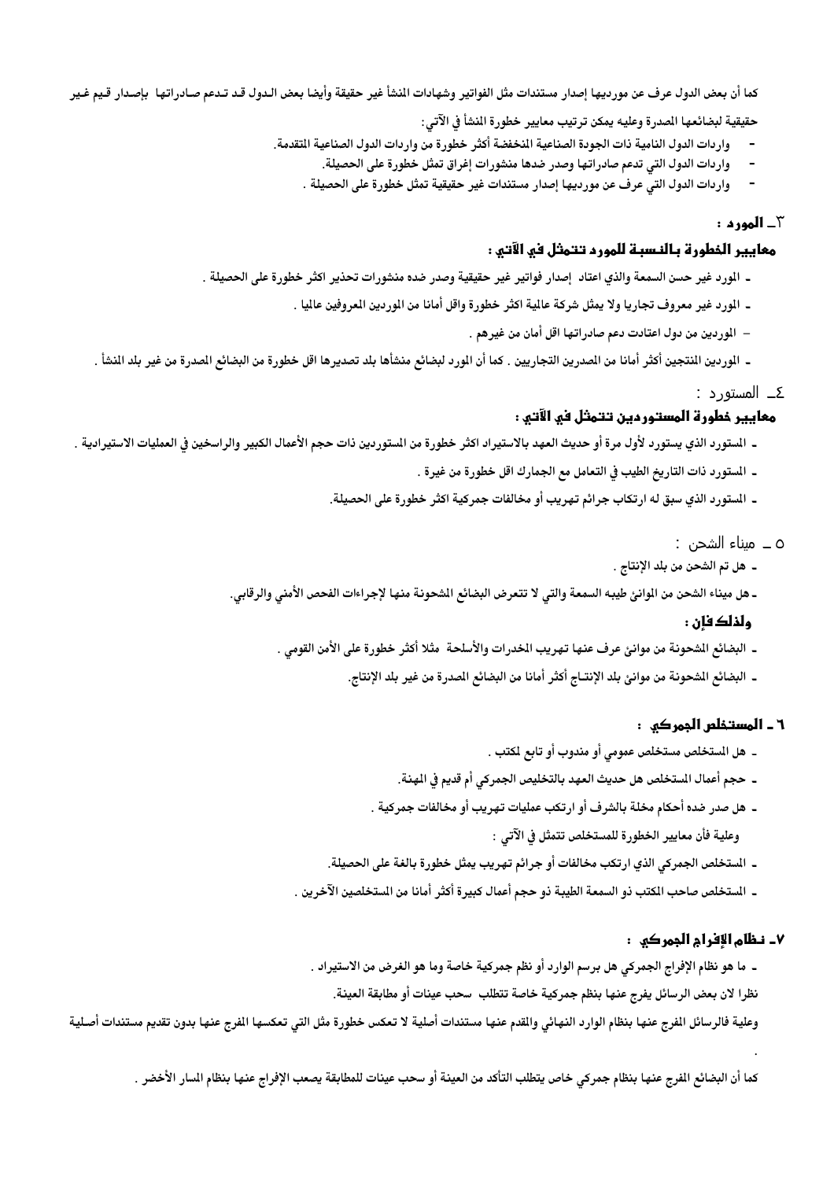كما أن بعض الدول عرف عن مورديها إصدار مستندات مثل الفواتير وشهادات المنشأ غير حقيقة وأيضا بعض الدول قد تدعم صادراتها بإصدار قيم غير حقيقية لبضائعها المصدرة وعليه يمكن ترتيب معايير خطورة المنشأ في الآتي:

- واردات الدول النامية ذات الجودة الصناعية المنخفضة أكثر خطورة من واردات الدول الصناعية المتقدمة.
- واردات الدول التي تدعم صادراتها وصدر ضدها منشورات إغراق تمثل خطورة على الحصيلة.
- واردات الدول التي عرف عن مورديها إصدار مستندات غير حقيقية تمثل خطورة على الحصيلة .

## ٣ـ المورد :

### معايير الخطورة بالنسبة للمورد تتمثل في الآتي :

- المورد غير حسن السمعة والذي اعتاد إصدار فواتير غير حقيقية وصدر ضده منشورات تحذير اكثر خطورة على الحصيلة .
- المورد غير معروف تجاريا ولا يمثل شركة عالمية اكثر خطورة واقل أمانا من الموردين المعروفين عالميا .
- الموردين من دول اعتادت دعم صادراتها اقل أمان من غيرهم .
- الموردين المنتجين أكثر أمانا من المصدرين التجاريين . كما أن المورد لبضائع منشأها بلد تصديرها اقل خطورة من البضائع المصدرة من غير بلد المنشأ .

## ٤ـ المستورد :

### معايير خطورة المستوردين تتمثل في الآتي :

- المستورد الذي يستورد لأول مرة أو حديث العهد بالاستيراد اكثر خطورة من المستوردين ذات حجم الأعمال الكبير والراسخين في العمليات الاستيرادية .
- المستورد ذات التاريخ الطيب في التعامل مع الجمارك اقل خطورة من غيرة .
- المستورد الذي سبق له ارتكاب جرائم تهريب أو مخالفات جمركية اكثر خطورة على الحصيلة.

## ٥ ـ ميناء الشحن :

- هل تم الشحن من بلد الإنتاج .
- هل ميناء الشحن من الموانئ طيبه السمعة والتي لا تتعرض البضائع المشحونة منها لإجراءات الفحص الأمني والرقابي.

### ولذلك فإن :

- البضائع المشحونة من موانئ عرف عنها تهريب المخدرات والأسلحة مثلا أكثر خطورة على الأمن القومي .
- البضائع المشحونة من موانئ بلد الإنتاج أكثر أمانا من البضائع المصدرة من غير بلد الإنتاج.

## ٦ ـ المستخلص الجمركي :

- هل المستخلص مستخلص عمومي أو مندوب أو تابع لمكتب .
- حجم أعمال المستخلص هل حديث العهد بالتخليص الجمركي أم قديم في المهنة.
- هل صدر ضده أحكام مخلة بالشرف أو ارتكب عمليات تهريب أو مخالفات جمركية .

وعلية فأن معايير الخطورة للمستخلص تتمثل في الآتي :

- المستخلص الجمركي الذي ارتكب مخالفات أو جرائم تهريب يمثل خطورة بالغة على الحصيلة.
- المستخلص صاحب المكتب ذو السمعة الطيبة ذو حجم أعمال كبيرة أكثر أمانا من المستخلصين الآخرين .

## ٧ـ نظام الإفراج الجمركي :

- ما هو نظام الإفراج الجمركي هل برسم الوارد أو نظم جمركية خاصة وما هو الغرض من الاستيراد .

نظرا لان بعض الرسائل يفرج عنها بنظم جمركية خاصة تتطلب سحب عينات أو مطابقة العينة.

وعلية فالرسائل المفرج عنها بنظام الوارد النهائي والمقدم عنها مستندات أصلية لا تعكس خطورة مثل التي تعكسها المفرج عنها بدون تقديم مستندات أصلية .

كما أن البضائع المفرج عنها بنظام جمركي خاص يتطلب التأكد من العينة أو سحب عينات للمطابقة يصعب الإفراج عنها بنظام المسار الأخضر .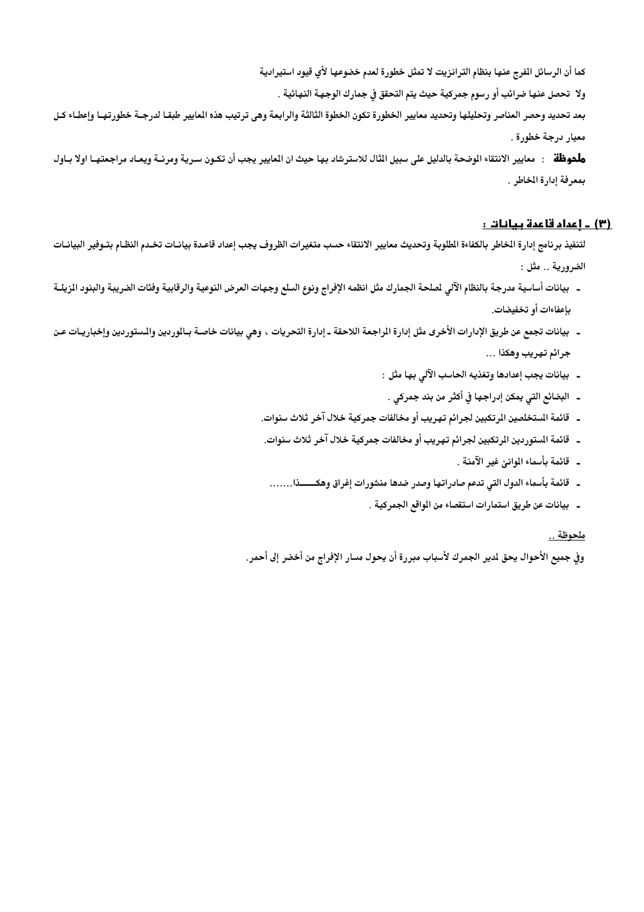كما أن الرسائل المفرج عنها بنظام الترانزيت لا تمثل خطورة لعدم خضوعها لأي قيود استيرادية

ولا تحصل عنها ضرائب أو رسوم جمركية حيث يتم التحقق في جمارك الوجهة النهائية .

بعد تحديد وحصر العناصر وتحليلها وتحديد معايير الخطورة تكون الخطوة الثالثة والرابعة وهى ترتيب هذه المعايير طبقا لدرجة خطورتها وإعطاء كل معيار درجة خطورة .

**ملحوظة** : معايير الانتقاء الموضحة بالدليل على سبيل المثال للاسترشاد بها حيث ان المعايير يجب أن تكون سرية ومرنة ويعاد مراجعتها اولا باول بمعرفة إدارة المخاطر .

## (٣) ـ إعداد قاعدة بيانات :

لتنفيذ برنامج إدارة المخاطر بالكفاءة المطلوبة وتحديث معايير الانتقاء حسب متغيرات الظروف يجب إعداد قاعدة بيانات تخدم النظام بتوفير البيانات الضرورية .. مثل :

- بيانات أساسية مدرجة بالنظام الآلي لمصلحة الجمارك مثل انظمه الإفراج ونوع السلع وجهات العرض النوعية والرقابية وفئات الضريبة والبنود المزيلة بإعفاءات أو تخفيضات.
- بيانات تجمع عن طريق الإدارات الأخرى مثل إدارة المراجعة اللاحقة ـ إدارة التحريات ، وهي بيانات خاصة بالموردين والمستوردين وإخباريات عن جرائم تهريب وهكذا ...
- بيانات يجب إعدادها وتغذيه الحاسب الآلي بها مثل :
- البضائع التي يمكن إدراجها في أكثر من بند جمركي .
- قائمة المستخلصين المرتكبين لجرائم تهريب أو مخالفات جمركية خلال آخر ثلاث سنوات.
- قائمة المستوردين المرتكبين لجرائم تهريب أو مخالفات جمركية خلال آخر ثلاث سنوات.
- قائمة بأسماء الموانئ غير الآمنة .
- قائمة بأسماء الدول التي تدعم صادراتها وصدر ضدها منشورات إغراق وهكـــــذا.......
- بيانات عن طريق استمارات استقصاء من المواقع الجمركية .

ملحوظة ..

وفي جميع الأحوال يحق لمدير الجمرك لأسباب مبررة أن يحول مسار الإفراج من أخضر إلى أحمر.